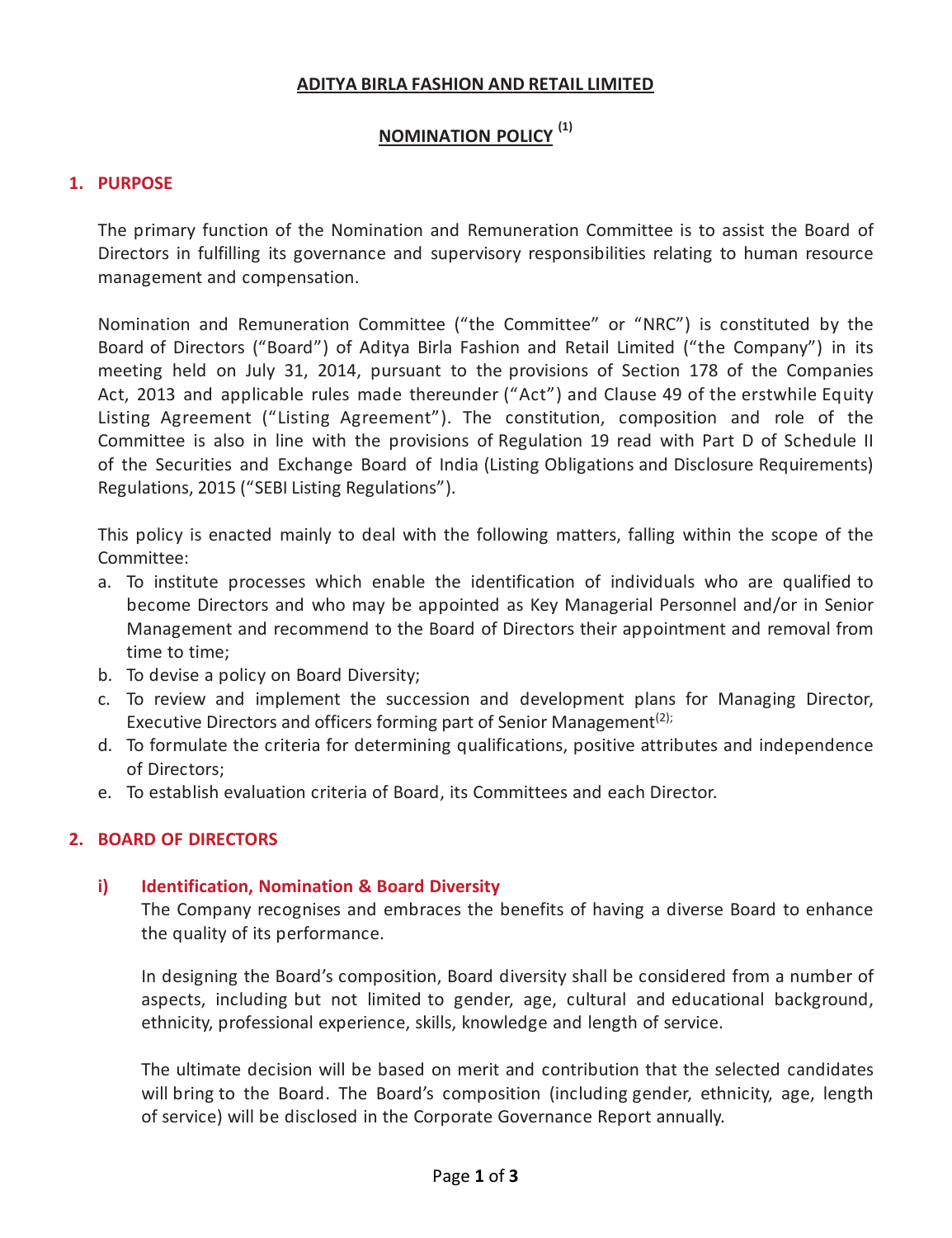# ADITYA BIRLA FASHION AND RETAIL LIMITED

## NOMINATION POLICY [(1)]

## 1. PURPOSE

The primary function of the Nomination and Remuneration Committee is to assist the Board of Directors in fulfilling its governance and supervisory responsibilities relating to human resource management and compensation.

Nomination and Remuneration Committee ("the Committee" or "NRC") is constituted by the Board of Directors ("Board") of Aditya Birla Fashion and Retail Limited ("the Company") in its meeting held on July 31, 2014, pursuant to the provisions of Section 178 of the Companies Act, 2013 and applicable rules made thereunder ("Act") and Clause 49 of the erstwhile Equity Listing Agreement ("Listing Agreement"). The constitution, composition and role of the Committee is also in line with the provisions of Regulation 19 read with Part D of Schedule II of the Securities and Exchange Board of India (Listing Obligations and Disclosure Requirements) Regulations, 2015 ("SEBI Listing Regulations").

This policy is enacted mainly to deal with the following matters, falling within the scope of the Committee:

a. To institute processes which enable the identification of individuals who are qualified to become Directors and who may be appointed as Key Managerial Personnel and/or in Senior Management and recommend to the Board of Directors their appointment and removal from time to time;
b. To devise a policy on Board Diversity;
c. To review and implement the succession and development plans for Managing Director, Executive Directors and officers forming part of Senior Management[(2)];
d. To formulate the criteria for determining qualifications, positive attributes and independence of Directors;
e. To establish evaluation criteria of Board, its Committees and each Director.

## 2. BOARD OF DIRECTORS

### i) Identification, Nomination & Board Diversity

The Company recognises and embraces the benefits of having a diverse Board to enhance the quality of its performance.

In designing the Board's composition, Board diversity shall be considered from a number of aspects, including but not limited to gender, age, cultural and educational background, ethnicity, professional experience, skills, knowledge and length of service.

The ultimate decision will be based on merit and contribution that the selected candidates will bring to the Board. The Board's composition (including gender, ethnicity, age, length of service) will be disclosed in the Corporate Governance Report annually.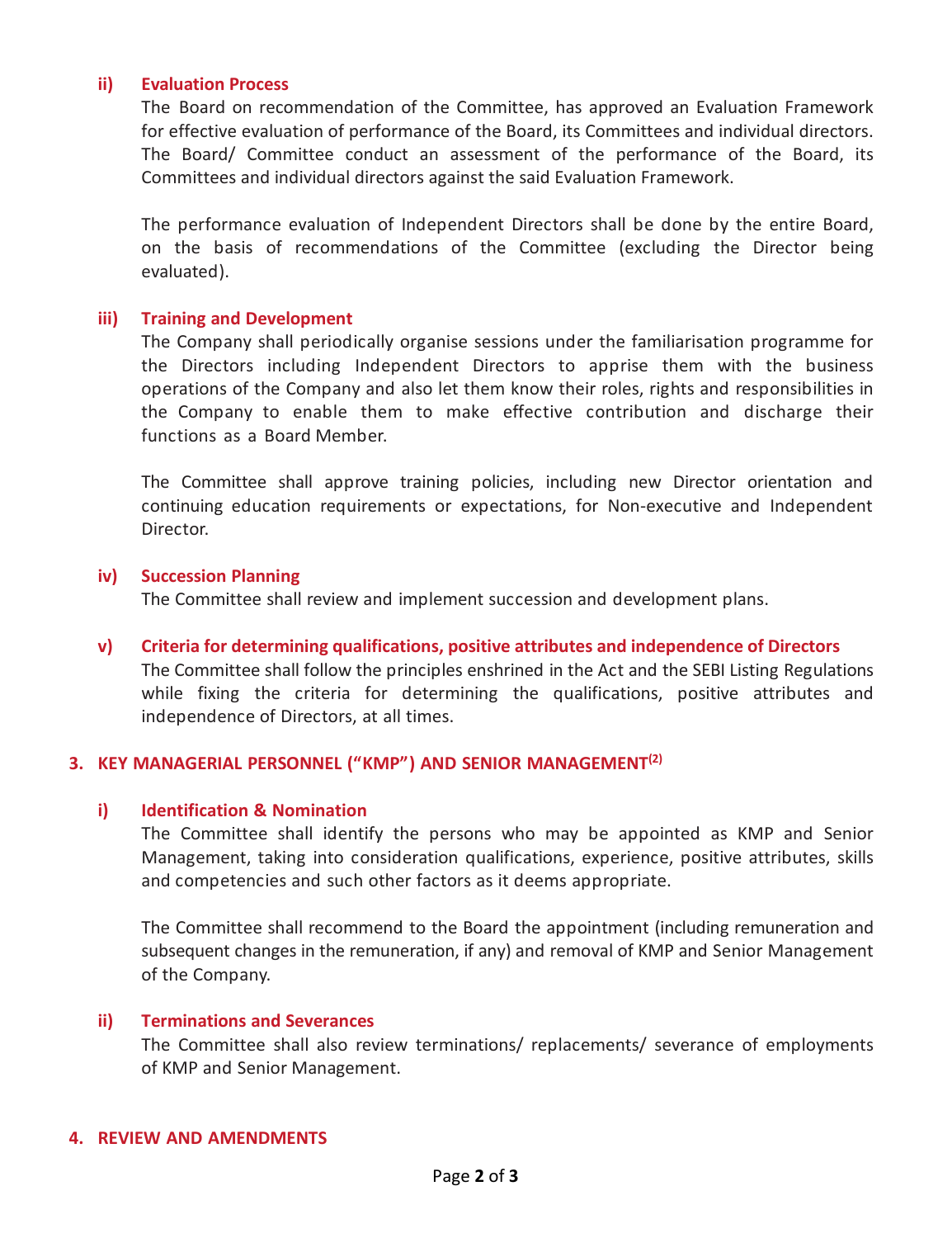#### ii) Evaluation Process

The Board on recommendation of the Committee, has approved an Evaluation Framework for effective evaluation of performance of the Board, its Committees and individual directors. The Board/ Committee conduct an assessment of the performance of the Board, its Committees and individual directors against the said Evaluation Framework.

The performance evaluation of Independent Directors shall be done by the entire Board, on the basis of recommendations of the Committee (excluding the Director being evaluated).

#### iii) Training and Development

The Company shall periodically organise sessions under the familiarisation programme for the Directors including Independent Directors to apprise them with the business operations of the Company and also let them know their roles, rights and responsibilities in the Company to enable them to make effective contribution and discharge their functions as a Board Member.

The Committee shall approve training policies, including new Director orientation and continuing education requirements or expectations, for Non-executive and Independent Director.

#### iv) Succession Planning

The Committee shall review and implement succession and development plans.

#### v) Criteria for determining qualifications, positive attributes and independence of Directors

The Committee shall follow the principles enshrined in the Act and the SEBI Listing Regulations while fixing the criteria for determining the qualifications, positive attributes and independence of Directors, at all times.

## 3. KEY MANAGERIAL PERSONNEL ("KMP") AND SENIOR MANAGEMENT[(2)]

#### i) Identification & Nomination

The Committee shall identify the persons who may be appointed as KMP and Senior Management, taking into consideration qualifications, experience, positive attributes, skills and competencies and such other factors as it deems appropriate.

The Committee shall recommend to the Board the appointment (including remuneration and subsequent changes in the remuneration, if any) and removal of KMP and Senior Management of the Company.

#### ii) Terminations and Severances

The Committee shall also review terminations/ replacements/ severance of employments of KMP and Senior Management.

## 4. REVIEW AND AMENDMENTS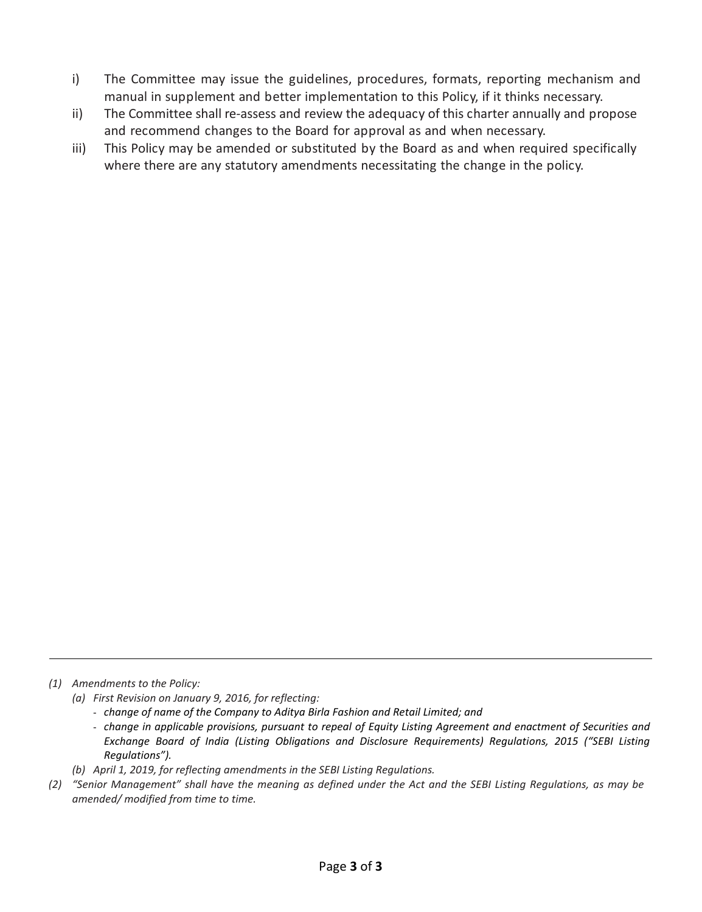i) The Committee may issue the guidelines, procedures, formats, reporting mechanism and manual in supplement and better implementation to this Policy, if it thinks necessary.

ii) The Committee shall re-assess and review the adequacy of this charter annually and propose and recommend changes to the Board for approval as and when necessary.

iii) This Policy may be amended or substituted by the Board as and when required specifically where there are any statutory amendments necessitating the change in the policy.

---

*(1) Amendments to the Policy:*

*(a) First Revision on January 9, 2016, for reflecting:*

- *change of name of the Company to Aditya Birla Fashion and Retail Limited; and*
- *change in applicable provisions, pursuant to repeal of Equity Listing Agreement and enactment of Securities and Exchange Board of India (Listing Obligations and Disclosure Requirements) Regulations, 2015 ("SEBI Listing Regulations").*

*(b) April 1, 2019, for reflecting amendments in the SEBI Listing Regulations.*

*(2) "Senior Management" shall have the meaning as defined under the Act and the SEBI Listing Regulations, as may be amended/ modified from time to time.*